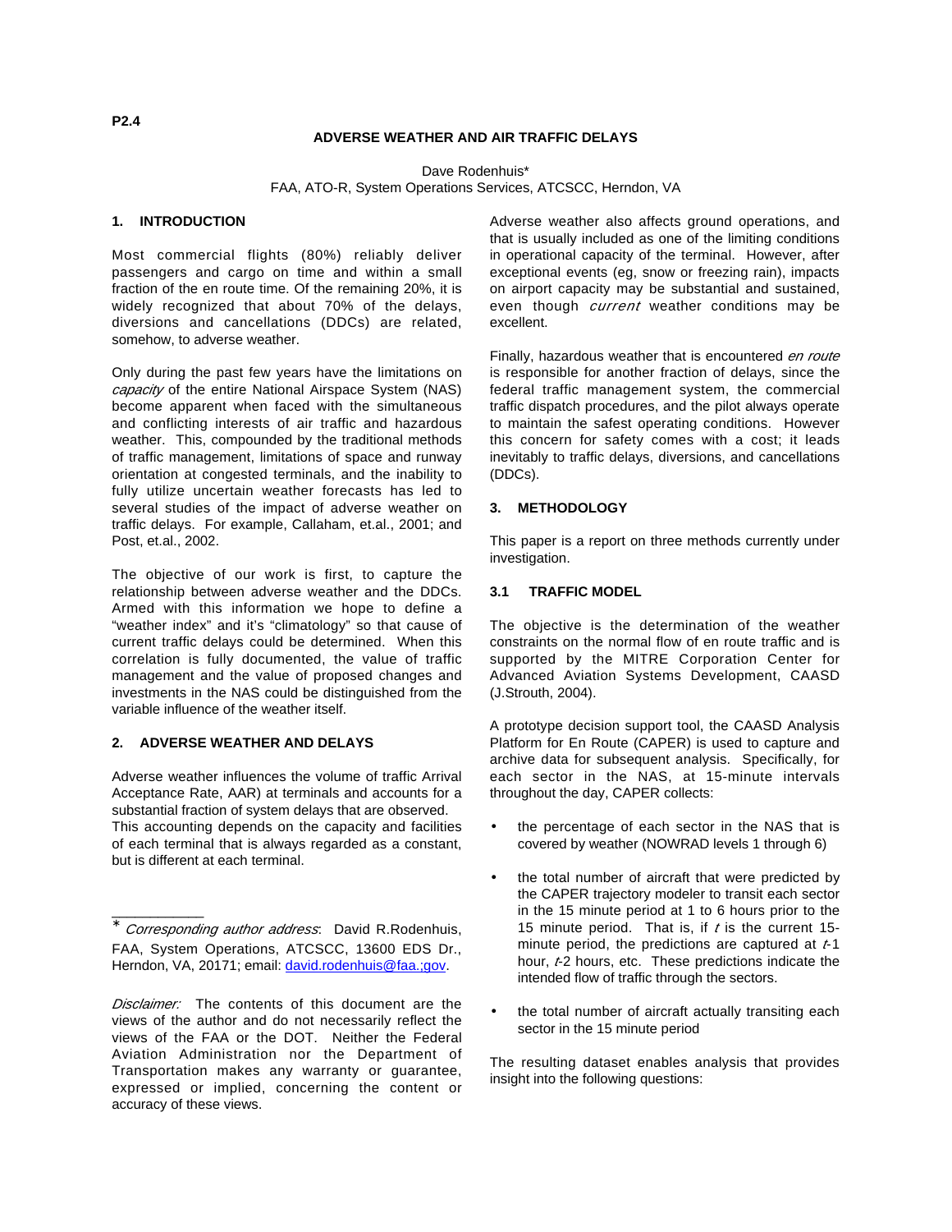P2.4

# ADVERSE WEATHER AND AIR TRAFFIC DELAYS

Dave Rodenhuis*

FAA, ATO-R, System Operations Services, ATCSCC, Herndon, VA

## 1. INTRODUCTION

Most commercial flights (80%) reliably deliver passengers and cargo on time and within a small fraction of the en route time. Of the remaining 20%, it is widely recognized that about 70% of the delays, diversions and cancellations (DDCs) are related, somehow, to adverse weather.

Only during the past few years have the limitations on *capacity* of the entire National Airspace System (NAS) become apparent when faced with the simultaneous and conflicting interests of air traffic and hazardous weather. This, compounded by the traditional methods of traffic management, limitations of space and runway orientation at congested terminals, and the inability to fully utilize uncertain weather forecasts has led to several studies of the impact of adverse weather on traffic delays. For example, Callaham, et.al., 2001; and Post, et.al., 2002.

The objective of our work is first, to capture the relationship between adverse weather and the DDCs. Armed with this information we hope to define a "weather index" and it's "climatology" so that cause of current traffic delays could be determined. When this correlation is fully documented, the value of traffic management and the value of proposed changes and investments in the NAS could be distinguished from the variable influence of the weather itself.

## 2. ADVERSE WEATHER AND DELAYS

Adverse weather influences the volume of traffic Arrival Acceptance Rate, AAR) at terminals and accounts for a substantial fraction of system delays that are observed. This accounting depends on the capacity and facilities of each terminal that is always regarded as a constant, but is different at each terminal.

Adverse weather also affects ground operations, and that is usually included as one of the limiting conditions in operational capacity of the terminal. However, after exceptional events (eg, snow or freezing rain), impacts on airport capacity may be substantial and sustained, even though *current* weather conditions may be excellent.

Finally, hazardous weather that is encountered *en route* is responsible for another fraction of delays, since the federal traffic management system, the commercial traffic dispatch procedures, and the pilot always operate to maintain the safest operating conditions. However this concern for safety comes with a cost; it leads inevitably to traffic delays, diversions, and cancellations (DDCs).

## 3. METHODOLOGY

This paper is a report on three methods currently under investigation.

### 3.1 TRAFFIC MODEL

The objective is the determination of the weather constraints on the normal flow of en route traffic and is supported by the MITRE Corporation Center for Advanced Aviation Systems Development, CAASD (J.Strouth, 2004).

A prototype decision support tool, the CAASD Analysis Platform for En Route (CAPER) is used to capture and archive data for subsequent analysis. Specifically, for each sector in the NAS, at 15-minute intervals throughout the day, CAPER collects:

- the percentage of each sector in the NAS that is covered by weather (NOWRAD levels 1 through 6)
- the total number of aircraft that were predicted by the CAPER trajectory modeler to transit each sector in the 15 minute period at 1 to 6 hours prior to the 15 minute period. That is, if *t* is the current 15-minute period, the predictions are captured at *t*-1 hour, *t*-2 hours, etc. These predictions indicate the intended flow of traffic through the sectors.
- the total number of aircraft actually transiting each sector in the 15 minute period

The resulting dataset enables analysis that provides insight into the following questions:

---

\* *Corresponding author address*: David R.Rodenhuis, FAA, System Operations, ATCSCC, 13600 EDS Dr., Herndon, VA, 20171; email: david.rodenhuis@faa.;gov.

*Disclaimer:* The contents of this document are the views of the author and do not necessarily reflect the views of the FAA or the DOT. Neither the Federal Aviation Administration nor the Department of Transportation makes any warranty or guarantee, expressed or implied, concerning the content or accuracy of these views.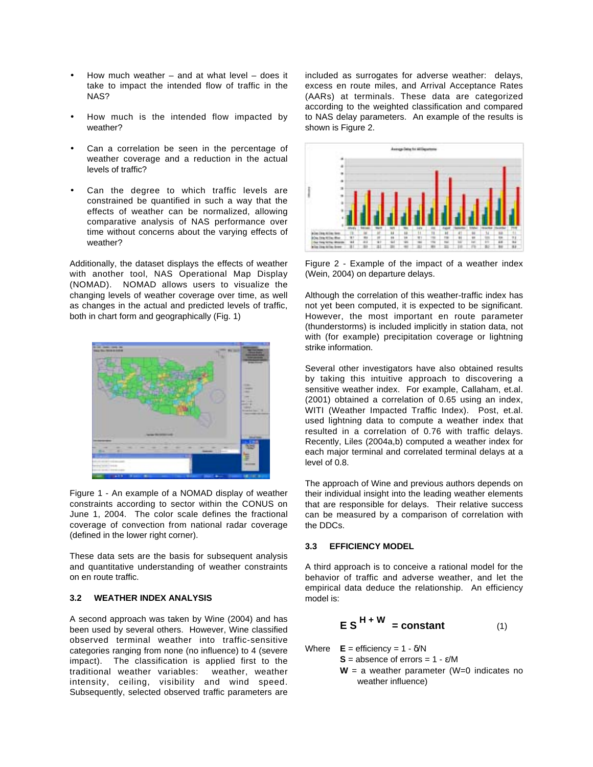- How much weather – and at what level – does it take to impact the intended flow of traffic in the NAS?
- How much is the intended flow impacted by weather?
- Can a correlation be seen in the percentage of weather coverage and a reduction in the actual levels of traffic?
- Can the degree to which traffic levels are constrained be quantified in such a way that the effects of weather can be normalized, allowing comparative analysis of NAS performance over time without concerns about the varying effects of weather?

Additionally, the dataset displays the effects of weather with another tool, NAS Operational Map Display (NOMAD). NOMAD allows users to visualize the changing levels of weather coverage over time, as well as changes in the actual and predicted levels of traffic, both in chart form and geographically (Fig. 1)

Figure 1 - An example of a NOMAD display of weather constraints according to sector within the CONUS on June 1, 2004. The color scale defines the fractional coverage of convection from national radar coverage (defined in the lower right corner).

These data sets are the basis for subsequent analysis and quantitative understanding of weather constraints on en route traffic.

### 3.2 WEATHER INDEX ANALYSIS

A second approach was taken by Wine (2004) and has been used by several others. However, Wine classified observed terminal weather into traffic-sensitive categories ranging from none (no influence) to 4 (severe impact). The classification is applied first to the traditional weather variables: weather, weather intensity, ceiling, visibility and wind speed. Subsequently, selected observed traffic parameters are included as surrogates for adverse weather: delays, excess en route miles, and Arrival Acceptance Rates (AARs) at terminals. These data are categorized according to the weighted classification and compared to NAS delay parameters. An example of the results is shown is Figure 2.

Figure 2 - Example of the impact of a weather index (Wein, 2004) on departure delays.

Although the correlation of this weather-traffic index has not yet been computed, it is expected to be significant. However, the most important en route parameter (thunderstorms) is included implicitly in station data, not with (for example) precipitation coverage or lightning strike information.

Several other investigators have also obtained results by taking this intuitive approach to discovering a sensitive weather index. For example, Callaham, et.al. (2001) obtained a correlation of 0.65 using an index, WITI (Weather Impacted Traffic Index). Post, et.al. used lightning data to compute a weather index that resulted in a correlation of 0.76 with traffic delays. Recently, Liles (2004a,b) computed a weather index for each major terminal and correlated terminal delays at a level of 0.8.

The approach of Wine and previous authors depends on their individual insight into the leading weather elements that are responsible for delays. Their relative success can be measured by a comparison of correlation with the DDCs.

### 3.3 EFFICIENCY MODEL

A third approach is to conceive a rational model for the behavior of traffic and adverse weather, and let the empirical data deduce the relationship. An efficiency model is:

$$\mathbf{E\,S^{H+W} = constant} \qquad (1)$$

Where $\mathbf{E}$ = efficiency = $1 - \delta/N$
$\mathbf{S}$ = absence of errors = $1 - \varepsilon/M$
$\mathbf{W}$ = a weather parameter (W=0 indicates no weather influence)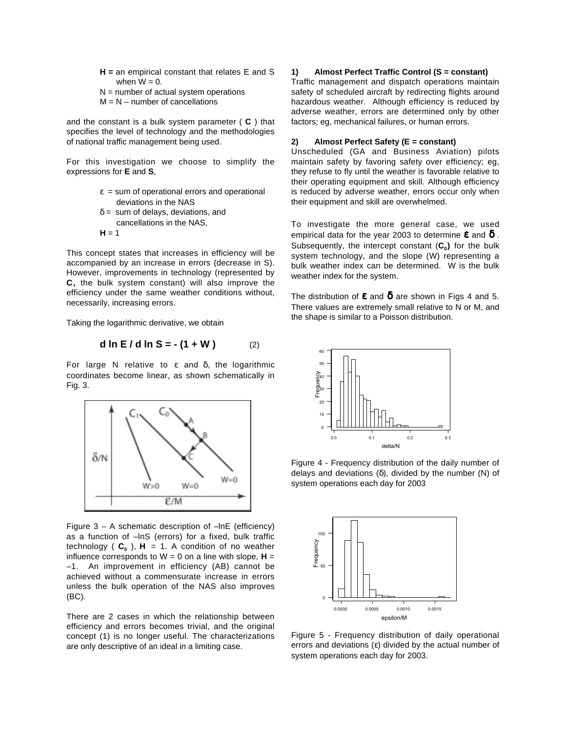**H =** an empirical constant that relates E and S when W = 0.

N = number of actual system operations

M = N – number of cancellations

and the constant is a bulk system parameter ( **C** ) that specifies the level of technology and the methodologies of national traffic management being used.

For this investigation we choose to simplify the expressions for **E** and **S**,

$\varepsilon$ = sum of operational errors and operational deviations in the NAS

$\delta$ = sum of delays, deviations, and cancellations in the NAS,

**H** = 1

This concept states that increases in efficiency will be accompanied by an increase in errors (decrease in S). However, improvements in technology (represented by **C**, the bulk system constant) will also improve the efficiency under the same weather conditions without, necessarily, increasing errors.

Taking the logarithmic derivative, we obtain

$$\mathbf{d \ln E / d \ln S = -(1 + W)} \qquad (2)$$

For large N relative to $\varepsilon$ and $\delta$, the logarithmic coordinates become linear, as shown schematically in Fig. 3.

Figure 3 – A schematic description of –lnE (efficiency) as a function of –lnS (errors) for a fixed, bulk traffic technology ( $\mathbf{C_0}$ ), **H** = 1. A condition of no weather influence corresponds to W = 0 on a line with slope, **H** = –1. An improvement in efficiency (AB) cannot be achieved without a commensurate increase in errors unless the bulk operation of the NAS also improves (BC).

There are 2 cases in which the relationship between efficiency and errors becomes trivial, and the original concept (1) is no longer useful. The characterizations are only descriptive of an ideal in a limiting case.

**1) Almost Perfect Traffic Control (S = constant)**

Traffic management and dispatch operations maintain safety of scheduled aircraft by redirecting flights around hazardous weather. Although efficiency is reduced by adverse weather, errors are determined only by other factors; eg, mechanical failures, or human errors.

**2) Almost Perfect Safety (E = constant)**

Unscheduled (GA and Business Aviation) pilots maintain safety by favoring safety over efficiency; eg, they refuse to fly until the weather is favorable relative to their operating equipment and skill. Although efficiency is reduced by adverse weather, errors occur only when their equipment and skill are overwhelmed.

To investigate the more general case, we used empirical data for the year 2003 to determine $\boldsymbol{\varepsilon}$ and $\boldsymbol{\delta}$. Subsequently, the intercept constant ($\mathbf{C_0}$) for the bulk system technology, and the slope (W) representing a bulk weather index can be determined. W is the bulk weather index for the system.

The distribution of $\boldsymbol{\varepsilon}$ and $\boldsymbol{\delta}$ are shown in Figs 4 and 5. There values are extremely small relative to N or M, and the shape is similar to a Poisson distribution.

Figure 4 - Frequency distribution of the daily number of delays and deviations ($\delta$), divided by the number (N) of system operations each day for 2003

Figure 5 - Frequency distribution of daily operational errors and deviations ($\varepsilon$) divided by the actual number of system operations each day for 2003.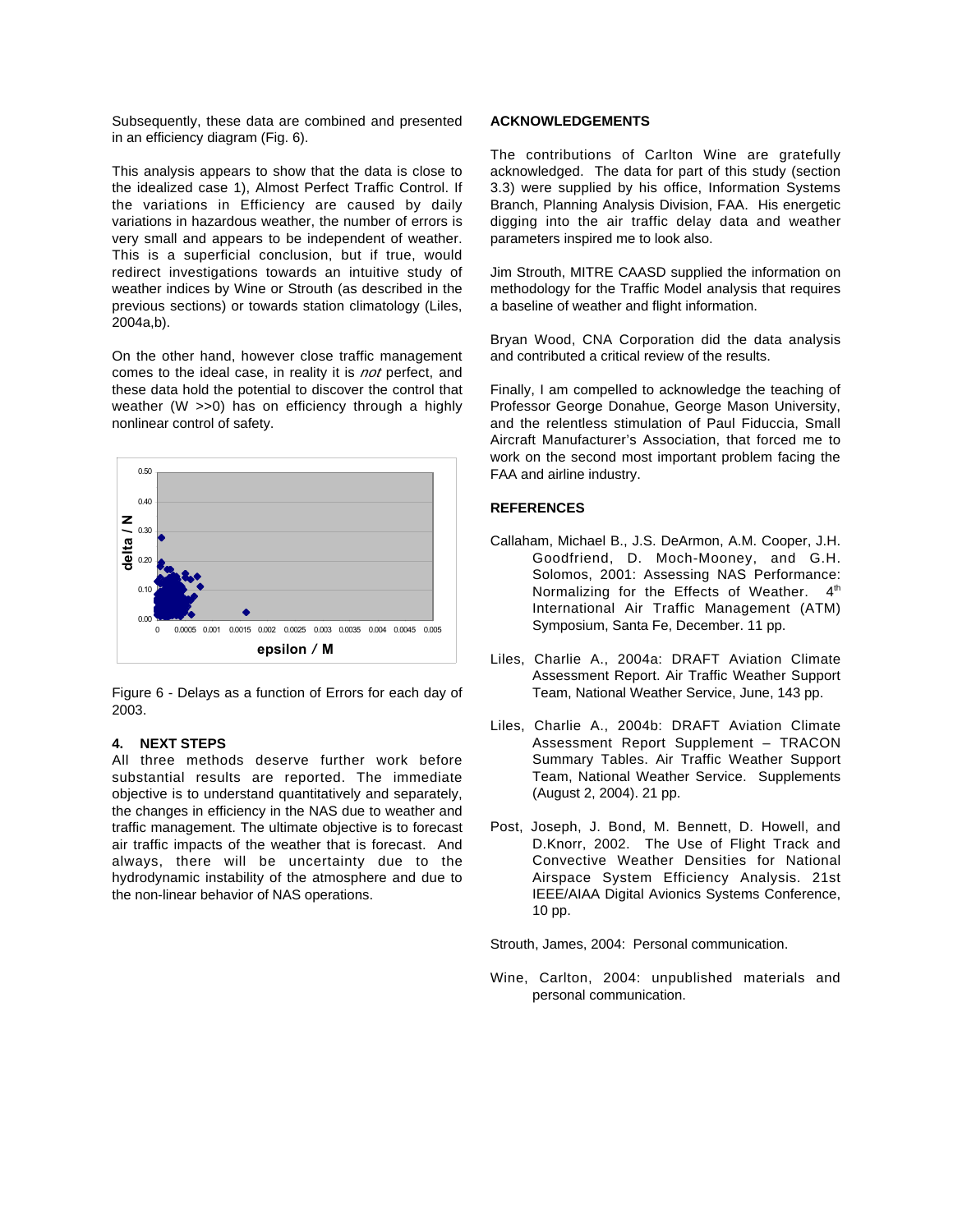Subsequently, these data are combined and presented in an efficiency diagram (Fig. 6).

This analysis appears to show that the data is close to the idealized case 1), Almost Perfect Traffic Control. If the variations in Efficiency are caused by daily variations in hazardous weather, the number of errors is very small and appears to be independent of weather. This is a superficial conclusion, but if true, would redirect investigations towards an intuitive study of weather indices by Wine or Strouth (as described in the previous sections) or towards station climatology (Liles, 2004a,b).

On the other hand, however close traffic management comes to the ideal case, in reality it is *not* perfect, and these data hold the potential to discover the control that weather (W >>0) has on efficiency through a highly nonlinear control of safety.

delta / N

0.50
0.40
0.30
0.20
0.10
0.00

0 0.0005 0.001 0.0015 0.002 0.0025 0.003 0.0035 0.004 0.0045 0.005

epsilon / M

Figure 6 - Delays as a function of Errors for each day of 2003.

## 4. NEXT STEPS

All three methods deserve further work before substantial results are reported. The immediate objective is to understand quantitatively and separately, the changes in efficiency in the NAS due to weather and traffic management. The ultimate objective is to forecast air traffic impacts of the weather that is forecast. And always, there will be uncertainty due to the hydrodynamic instability of the atmosphere and due to the non-linear behavior of NAS operations.

## ACKNOWLEDGEMENTS

The contributions of Carlton Wine are gratefully acknowledged. The data for part of this study (section 3.3) were supplied by his office, Information Systems Branch, Planning Analysis Division, FAA. His energetic digging into the air traffic delay data and weather parameters inspired me to look also.

Jim Strouth, MITRE CAASD supplied the information on methodology for the Traffic Model analysis that requires a baseline of weather and flight information.

Bryan Wood, CNA Corporation did the data analysis and contributed a critical review of the results.

Finally, I am compelled to acknowledge the teaching of Professor George Donahue, George Mason University, and the relentless stimulation of Paul Fiduccia, Small Aircraft Manufacturer's Association, that forced me to work on the second most important problem facing the FAA and airline industry.

## REFERENCES

Callaham, Michael B., J.S. DeArmon, A.M. Cooper, J.H. Goodfriend, D. Moch-Mooney, and G.H. Solomos, 2001: Assessing NAS Performance: Normalizing for the Effects of Weather. 4th International Air Traffic Management (ATM) Symposium, Santa Fe, December. 11 pp.

Liles, Charlie A., 2004a: DRAFT Aviation Climate Assessment Report. Air Traffic Weather Support Team, National Weather Service, June, 143 pp.

Liles, Charlie A., 2004b: DRAFT Aviation Climate Assessment Report Supplement – TRACON Summary Tables. Air Traffic Weather Support Team, National Weather Service. Supplements (August 2, 2004). 21 pp.

Post, Joseph, J. Bond, M. Bennett, D. Howell, and D.Knorr, 2002. The Use of Flight Track and Convective Weather Densities for National Airspace System Efficiency Analysis. 21st IEEE/AIAA Digital Avionics Systems Conference, 10 pp.

Strouth, James, 2004: Personal communication.

Wine, Carlton, 2004: unpublished materials and personal communication.